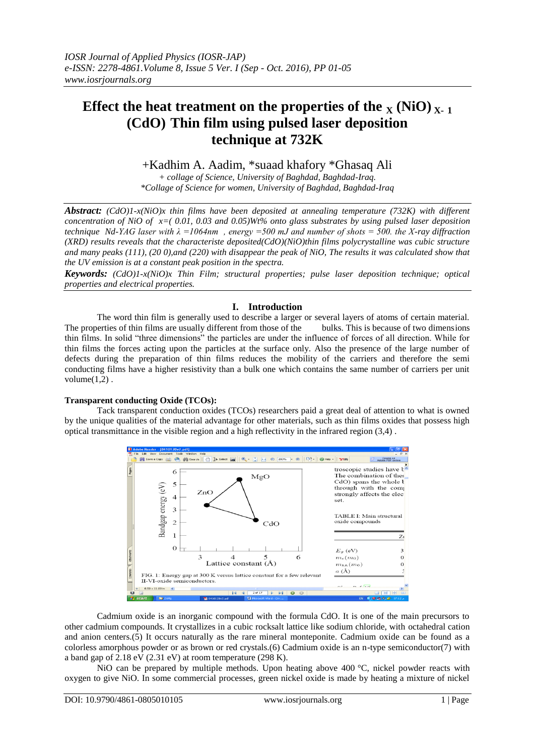# Effect the heat treatment on the properties of the $_X$ (NiO) $_{X-1}$ (CdO) Thin film using pulsed laser deposition technique at 732K

+Kadhim A. Aadim, \*suaad khafory \*Ghasaq Ali

*+ collage of Science, University of Baghdad, Baghdad-Iraq.*
*\*Collage of Science for women, University of Baghdad, Baghdad-Iraq*

***Abstract:*** *(CdO)1-x(NiO)x thin films have been deposited at annealing temperature (732K) with different concentration of NiO of x=( 0.01, 0.03 and 0.05)Wt% onto glass substrates by using pulsed laser deposition technique Nd-YAG laser with λ =1064nm , energy =500 mJ and number of shots = 500. the X-ray diffraction (XRD) results reveals that the characteristic deposited(CdO)(NiO)thin films polycrystalline was cubic structure and many peaks (111), (20 0),and (220) with disappear the peak of NiO, The results it was calculated show that the UV emission is at a constant peak position in the spectra.*

***Keywords:*** *(CdO)1-x(NiO)x Thin Film; structural properties; pulse laser deposition technique; optical properties and electrical properties.*

## I. Introduction

The word thin film is generally used to describe a larger or several layers of atoms of certain material. The properties of thin films are usually different from those of the bulks. This is because of two dimensions thin films. In solid "three dimensions" the particles are under the influence of forces of all direction. While for thin films the forces acting upon the particles at the surface only. Also the presence of the large number of defects during the preparation of thin films reduces the mobility of the carriers and therefore the semi conducting films have a higher resistivity than a bulk one which contains the same number of carriers per unit volume(1,2) .

### Transparent conducting Oxide (TCOs):

Tack transparent conduction oxides (TCOs) researchers paid a great deal of attention to what is owned by the unique qualities of the material advantage for other materials, such as thin films oxides that possess high optical transmittance in the visible region and a high reflectivity in the infrared region (3,4) .

FIG. 1: Energy gap at 300 K versus lattice constant for a few relevant II-VI-oxide semiconductors.

Cadmium oxide is an inorganic compound with the formula CdO. It is one of the main precursors to other cadmium compounds. It crystallizes in a cubic rocksalt lattice like sodium chloride, with octahedral cation and anion centers.(5) It occurs naturally as the rare mineral monteponite. Cadmium oxide can be found as a colorless amorphous powder or as brown or red crystals.(6) Cadmium oxide is an n-type semiconductor(7) with a band gap of 2.18 eV (2.31 eV) at room temperature (298 K).

NiO can be prepared by multiple methods. Upon heating above 400 °C, nickel powder reacts with oxygen to give NiO. In some commercial processes, green nickel oxide is made by heating a mixture of nickel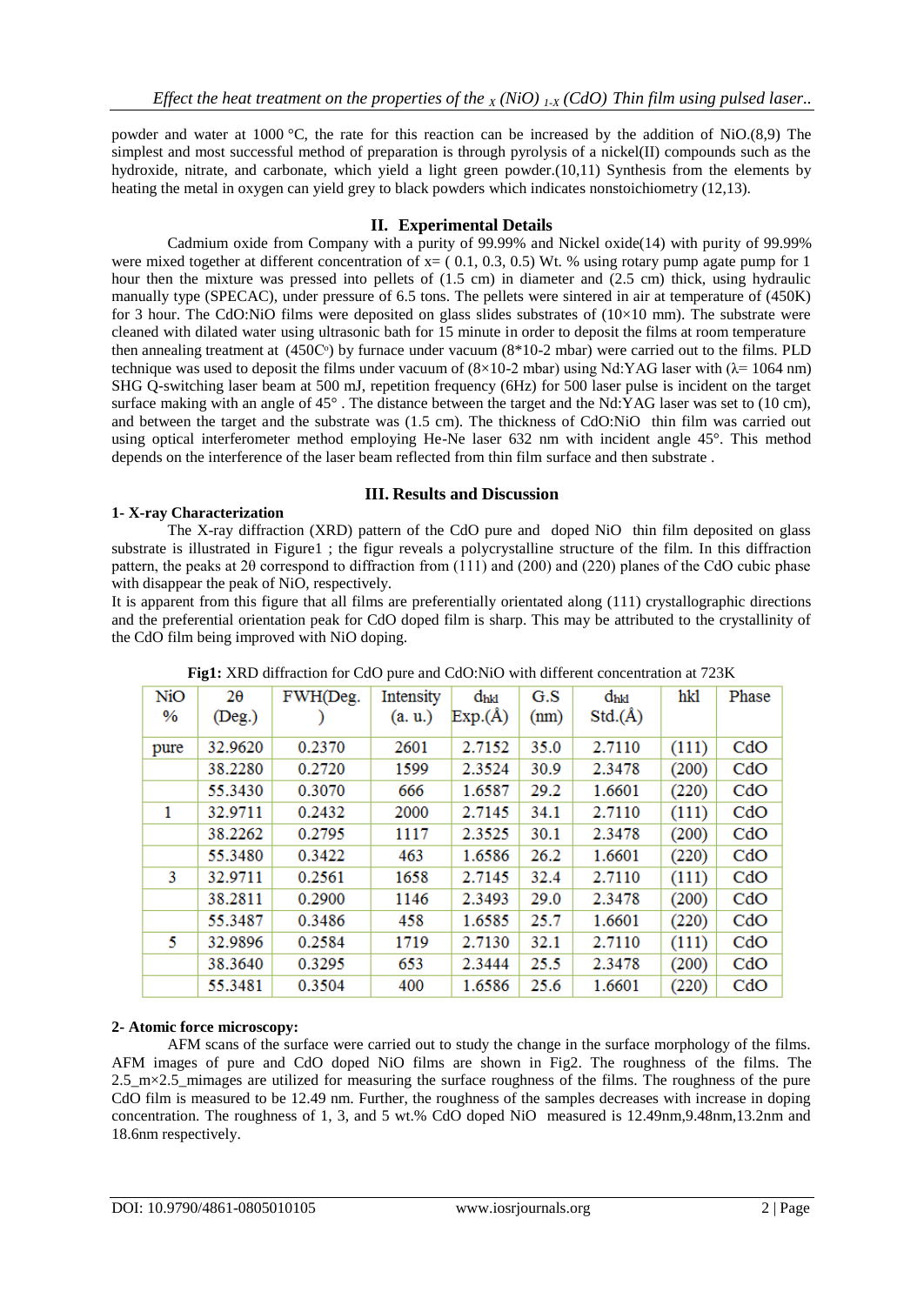powder and water at 1000 °C, the rate for this reaction can be increased by the addition of NiO.(8,9) The simplest and most successful method of preparation is through pyrolysis of a nickel(II) compounds such as the hydroxide, nitrate, and carbonate, which yield a light green powder.(10,11) Synthesis from the elements by heating the metal in oxygen can yield grey to black powders which indicates nonstoichiometry (12,13).

## II. Experimental Details

Cadmium oxide from Company with a purity of 99.99% and Nickel oxide(14) with purity of 99.99% were mixed together at different concentration of x= ( 0.1, 0.3, 0.5) Wt. % using rotary pump agate pump for 1 hour then the mixture was pressed into pellets of (1.5 cm) in diameter and (2.5 cm) thick, using hydraulic manually type (SPECAC), under pressure of 6.5 tons. The pellets were sintered in air at temperature of (450K) for 3 hour. The CdO:NiO films were deposited on glass slides substrates of (10×10 mm). The substrate were cleaned with dilated water using ultrasonic bath for 15 minute in order to deposit the films at room temperature then annealing treatment at (450C°) by furnace under vacuum (8*10-2 mbar) were carried out to the films. PLD technique was used to deposit the films under vacuum of (8×10-2 mbar) using Nd:YAG laser with (λ= 1064 nm) SHG Q-switching laser beam at 500 mJ, repetition frequency (6Hz) for 500 laser pulse is incident on the target surface making with an angle of 45° . The distance between the target and the Nd:YAG laser was set to (10 cm), and between the target and the substrate was (1.5 cm). The thickness of CdO:NiO thin film was carried out using optical interferometer method employing He-Ne laser 632 nm with incident angle 45°. This method depends on the interference of the laser beam reflected from thin film surface and then substrate .

## III. Results and Discussion

### 1- X-ray Characterization

The X-ray diffraction (XRD) pattern of the CdO pure and doped NiO thin film deposited on glass substrate is illustrated in Figure1 ; the figur reveals a polycrystalline structure of the film. In this diffraction pattern, the peaks at 2θ correspond to diffraction from (111) and (200) and (220) planes of the CdO cubic phase with disappear the peak of NiO, respectively.

It is apparent from this figure that all films are preferentially orientated along (111) crystallographic directions and the preferential orientation peak for CdO doped film is sharp. This may be attributed to the crystallinity of the CdO film being improved with NiO doping.

**Fig1:** XRD diffraction for CdO pure and CdO:NiO with different concentration at 723K

| NiO % | 2θ (Deg.) | FWH(Deg. ) | Intensity (a. u.) | $d_{hkl}$ Exp.(Å) | G.S (nm) | $d_{hkl}$ Std.(Å) | hkl | Phase |
|---|---|---|---|---|---|---|---|---|
| pure | 32.9620 | 0.2370 | 2601 | 2.7152 | 35.0 | 2.7110 | (111) | CdO |
| | 38.2280 | 0.2720 | 1599 | 2.3524 | 30.9 | 2.3478 | (200) | CdO |
| | 55.3430 | 0.3070 | 666 | 1.6587 | 29.2 | 1.6601 | (220) | CdO |
| 1 | 32.9711 | 0.2432 | 2000 | 2.7145 | 34.1 | 2.7110 | (111) | CdO |
| | 38.2262 | 0.2795 | 1117 | 2.3525 | 30.1 | 2.3478 | (200) | CdO |
| | 55.3480 | 0.3422 | 463 | 1.6586 | 26.2 | 1.6601 | (220) | CdO |
| 3 | 32.9711 | 0.2561 | 1658 | 2.7145 | 32.4 | 2.7110 | (111) | CdO |
| | 38.2811 | 0.2900 | 1146 | 2.3493 | 29.0 | 2.3478 | (200) | CdO |
| | 55.3487 | 0.3486 | 458 | 1.6585 | 25.7 | 1.6601 | (220) | CdO |
| 5 | 32.9896 | 0.2584 | 1719 | 2.7130 | 32.1 | 2.7110 | (111) | CdO |
| | 38.3640 | 0.3295 | 653 | 2.3444 | 25.5 | 2.3478 | (200) | CdO |
| | 55.3481 | 0.3504 | 400 | 1.6586 | 25.6 | 1.6601 | (220) | CdO |

### 2- Atomic force microscopy:

AFM scans of the surface were carried out to study the change in the surface morphology of the films. AFM images of pure and CdO doped NiO films are shown in Fig2. The roughness of the films. The 2.5_m×2.5_mimages are utilized for measuring the surface roughness of the films. The roughness of the pure CdO film is measured to be 12.49 nm. Further, the roughness of the samples decreases with increase in doping concentration. The roughness of 1, 3, and 5 wt.% CdO doped NiO measured is 12.49nm,9.48nm,13.2nm and 18.6nm respectively.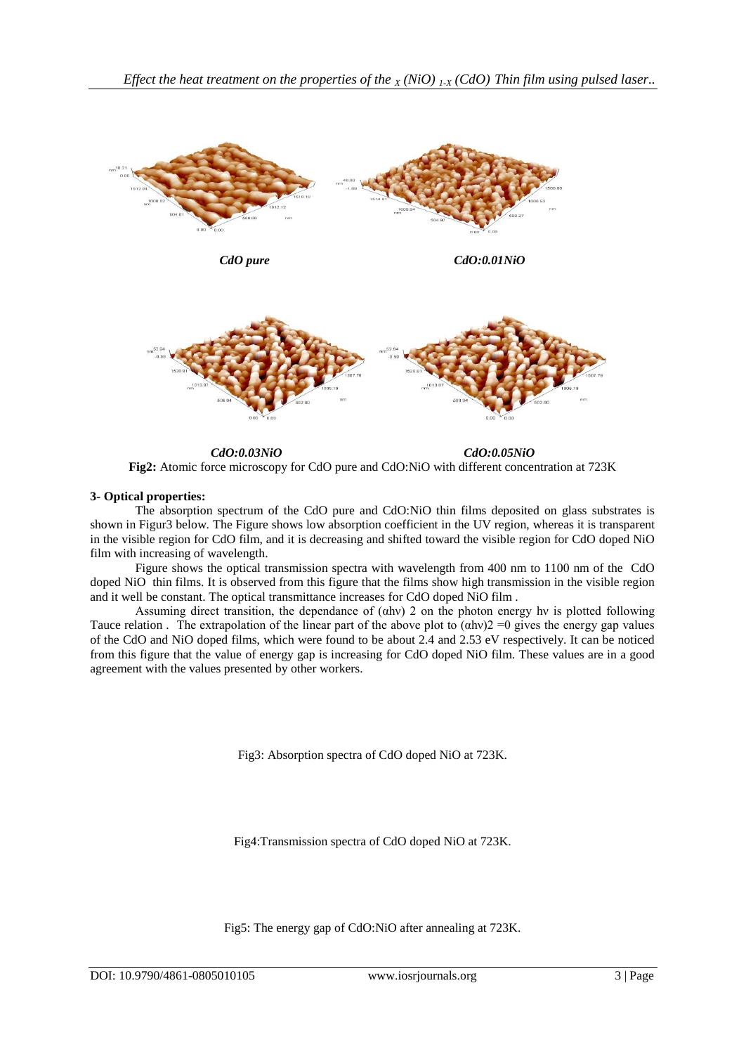*CdO pure* *CdO:0.01NiO*

*CdO:0.03NiO* *CdO:0.05NiO*

**Fig2:** Atomic force microscopy for CdO pure and CdO:NiO with different concentration at 723K

**3- Optical properties:**

The absorption spectrum of the CdO pure and CdO:NiO thin films deposited on glass substrates is shown in Figur3 below. The Figure shows low absorption coefficient in the UV region, whereas it is transparent in the visible region for CdO film, and it is decreasing and shifted toward the visible region for CdO doped NiO film with increasing of wavelength.

Figure shows the optical transmission spectra with wavelength from 400 nm to 1100 nm of the CdO doped NiO thin films. It is observed from this figure that the films show high transmission in the visible region and it well be constant. The optical transmittance increases for CdO doped NiO film .

Assuming direct transition, the dependance of $(\alpha h\nu)$ 2 on the photon energy $h\nu$ is plotted following Tauce relation . The extrapolation of the linear part of the above plot to $(\alpha h\nu)2 = 0$ gives the energy gap values of the CdO and NiO doped films, which were found to be about 2.4 and 2.53 eV respectively. It can be noticed from this figure that the value of energy gap is increasing for CdO doped NiO film. These values are in a good agreement with the values presented by other workers.

Fig3: Absorption spectra of CdO doped NiO at 723K.

Fig4:Transmission spectra of CdO doped NiO at 723K.

Fig5: The energy gap of CdO:NiO after annealing at 723K.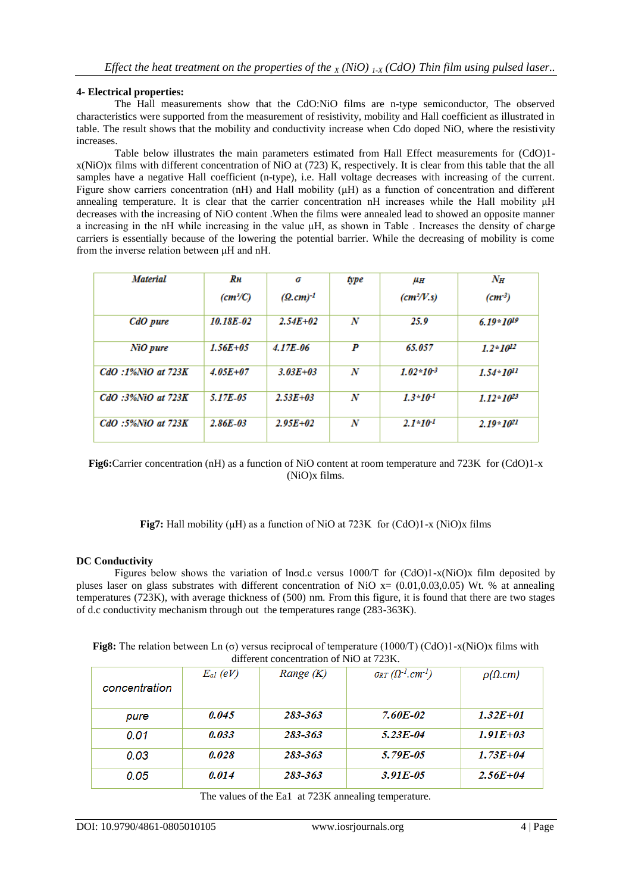#### 4- Electrical properties:

The Hall measurements show that the CdO:NiO films are n-type semiconductor, The observed characteristics were supported from the measurement of resistivity, mobility and Hall coefficient as illustrated in table. The result shows that the mobility and conductivity increase when Cdo doped NiO, where the resistivity increases.

Table below illustrates the main parameters estimated from Hall Effect measurements for (CdO)1-x(NiO)x films with different concentration of NiO at (723) K, respectively. It is clear from this table that the all samples have a negative Hall coefficient (n-type), i.e. Hall voltage decreases with increasing of the current. Figure show carriers concentration (nH) and Hall mobility (μH) as a function of concentration and different annealing temperature. It is clear that the carrier concentration nH increases while the Hall mobility μH decreases with the increasing of NiO content .When the films were annealed lead to showed an opposite manner a increasing in the nH while increasing in the value μH, as shown in Table . Increases the density of charge carriers is essentially because of the lowering the potential barrier. While the decreasing of mobility is come from the inverse relation between μH and nH.

| Material | $R_H$ ($cm^3/C$) | σ $(\Omega.cm)^{-1}$ | type | $\mu_H$ ($cm^2/V.s$) | $N_H$ ($cm^{-3}$) |
|---|---|---|---|---|---|
| CdO pure | 10.18E-02 | 2.54E+02 | N | 25.9 | $6.19*10^{19}$ |
| NiO pure | 1.56E+05 | 4.17E-06 | P | 65.057 | $1.2*10^{12}$ |
| CdO :1%NiO at 723K | 4.05E+07 | 3.03E+03 | N | $1.02*10^{-3}$ | $1.54*10^{11}$ |
| CdO :3%NiO at 723K | 5.17E-05 | 2.53E+03 | N | $1.3*10^{-1}$ | $1.12*10^{23}$ |
| CdO :5%NiO at 723K | 2.86E-03 | 2.95E+02 | N | $2.1*10^{-1}$ | $2.19*10^{21}$ |

**Fig6:** Carrier concentration (nH) as a function of NiO content at room temperature and 723K for (CdO)1-x (NiO)x films.

**Fig7:** Hall mobility (μH) as a function of NiO at 723K for (CdO)1-x (NiO)x films

#### DC Conductivity

Figures below shows the variation of lnσd.c versus 1000/T for (CdO)1-x(NiO)x film deposited by pluses laser on glass substrates with different concentration of NiO x= (0.01,0.03,0.05) Wt. % at annealing temperatures (723K), with average thickness of (500) nm. From this figure, it is found that there are two stages of d.c conductivity mechanism through out the temperatures range (283-363K).

**Fig8:** The relation between Ln (σ) versus reciprocal of temperature (1000/T) (CdO)1-x(NiO)x films with different concentration of NiO at 723K.

| concentration | $E_{a1}$ (eV) | Range (K) | $\sigma_{RT}$ $(\Omega^{-1}.cm^{-1})$ | ρ(Ω.cm) |
|---|---|---|---|---|
| pure | 0.045 | 283-363 | 7.60E-02 | 1.32E+01 |
| 0.01 | 0.033 | 283-363 | 5.23E-04 | 1.91E+03 |
| 0.03 | 0.028 | 283-363 | 5.79E-05 | 1.73E+04 |
| 0.05 | 0.014 | 283-363 | 3.91E-05 | 2.56E+04 |

The values of the Ea1 at 723K annealing temperature.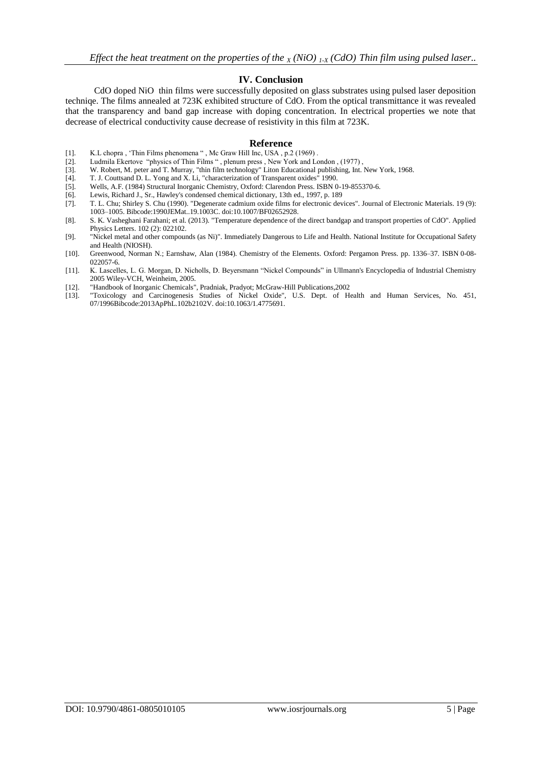## IV. Conclusion

CdO doped NiO thin films were successfully deposited on glass substrates using pulsed laser deposition techniqe. The films annealed at 723K exhibited structure of CdO. From the optical transmittance it was revealed that the transparency and band gap increase with doping concentration. In electrical properties we note that decrease of electrical conductivity cause decrease of resistivity in this film at 723K.

## Reference

[1]. K.L chopra , 'Thin Films phenomena " , Mc Graw Hill Inc, USA , p.2 (1969) .
[2]. Ludmila Ekertove "physics of Thin Films " , plenum press , New York and London , (1977) ,
[3]. W. Robert, M. peter and T. Murray, "thin film technology" Liton Educational publishing, Int. New York, 1968.
[4]. T. J. Couttsand D. L. Yong and X. Li, "characterization of Transparent oxides" 1990.
[5]. Wells, A.F. (1984) Structural Inorganic Chemistry, Oxford: Clarendon Press. ISBN 0-19-855370-6.
[6]. Lewis, Richard J., Sr., Hawley's condensed chemical dictionary, 13th ed., 1997, p. 189
[7]. T. L. Chu; Shirley S. Chu (1990). "Degenerate cadmium oxide films for electronic devices". Journal of Electronic Materials. 19 (9): 1003–1005. Bibcode:1990JEMat..19.1003C. doi:10.1007/BF02652928.
[8]. S. K. Vasheghani Farahani; et al. (2013). "Temperature dependence of the direct bandgap and transport properties of CdO". Applied Physics Letters. 102 (2): 022102.
[9]. "Nickel metal and other compounds (as Ni)". Immediately Dangerous to Life and Health. National Institute for Occupational Safety and Health (NIOSH).
[10]. Greenwood, Norman N.; Earnshaw, Alan (1984). Chemistry of the Elements. Oxford: Pergamon Press. pp. 1336–37. ISBN 0-08-022057-6.
[11]. K. Lascelles, L. G. Morgan, D. Nicholls, D. Beyersmann "Nickel Compounds" in Ullmann's Encyclopedia of Industrial Chemistry 2005 Wiley-VCH, Weinheim, 2005.
[12]. "Handbook of Inorganic Chemicals", Pradniak, Pradyot; McGraw-Hill Publications,2002
[13]. "Toxicology and Carcinogenesis Studies of Nickel Oxide", U.S. Dept. of Health and Human Services, No. 451, 07/1996Bibcode:2013ApPhL.102b2102V. doi:10.1063/1.4775691.